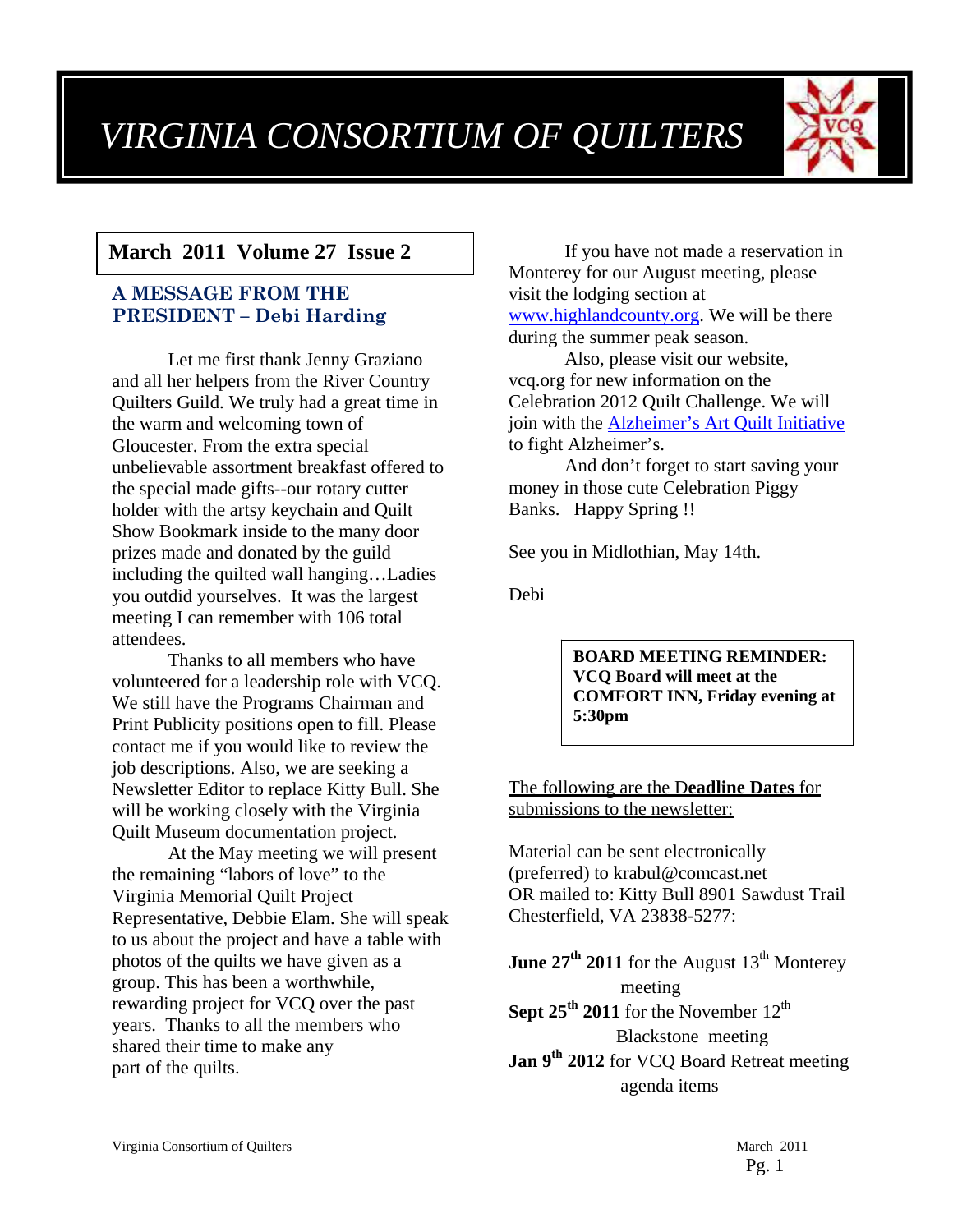# *VIRGINIA CONSORTIUM OF QUILTERS*

**March 2011 Volume 27 Issue 2**

## A MESSAGE FROM THE PRESIDENT – Debi Harding

Let me first thank Jenny Graziano and all her helpers from the River Country Quilters Guild. We truly had a great time in the warm and welcoming town of Gloucester. From the extra special unbelievable assortment breakfast offered to the special made gifts--our rotary cutter holder with the artsy keychain and Quilt Show Bookmark inside to the many door prizes made and donated by the guild including the quilted wall hanging…Ladies you outdid yourselves. It was the largest meeting I can remember with 106 total attendees.

Thanks to all members who have volunteered for a leadership role with VCQ. We still have the Programs Chairman and Print Publicity positions open to fill. Please contact me if you would like to review the job descriptions. Also, we are seeking a Newsletter Editor to replace Kitty Bull. She will be working closely with the Virginia Quilt Museum documentation project.

At the May meeting we will present the remaining "labors of love" to the Virginia Memorial Quilt Project Representative, Debbie Elam. She will speak to us about the project and have a table with photos of the quilts we have given as a group. This has been a worthwhile, rewarding project for VCQ over the past years. Thanks to all the members who shared their time to make any part of the quilts.

If you have not made a reservation in Monterey for our August meeting, please visit the lodging section at www.highlandcounty.org. We will be there during the summer peak season.

Also, please visit our website, vcq.org for new information on the Celebration 2012 Quilt Challenge. We will join with the Alzheimer's Art Quilt Initiative to fight Alzheimer's.

And don't forget to start saving your money in those cute Celebration Piggy Banks. Happy Spring !!

See you in Midlothian, May 14th.

Debi

**BOARD MEETING REMINDER: VCQ Board will meet at the COMFORT INN, Friday evening at 5:30pm**

The following are the D**eadline Dates** for submissions to the newsletter:

Material can be sent electronically (preferred) to krabul@comcast.net OR mailed to: Kitty Bull 8901 Sawdust Trail Chesterfield, VA 23838-5277:

**June 27th 2011** for the August 13th Monterey meeting
**Sept 25th 2011** for the November 12th Blackstone meeting
**Jan 9th 2012** for VCQ Board Retreat meeting agenda items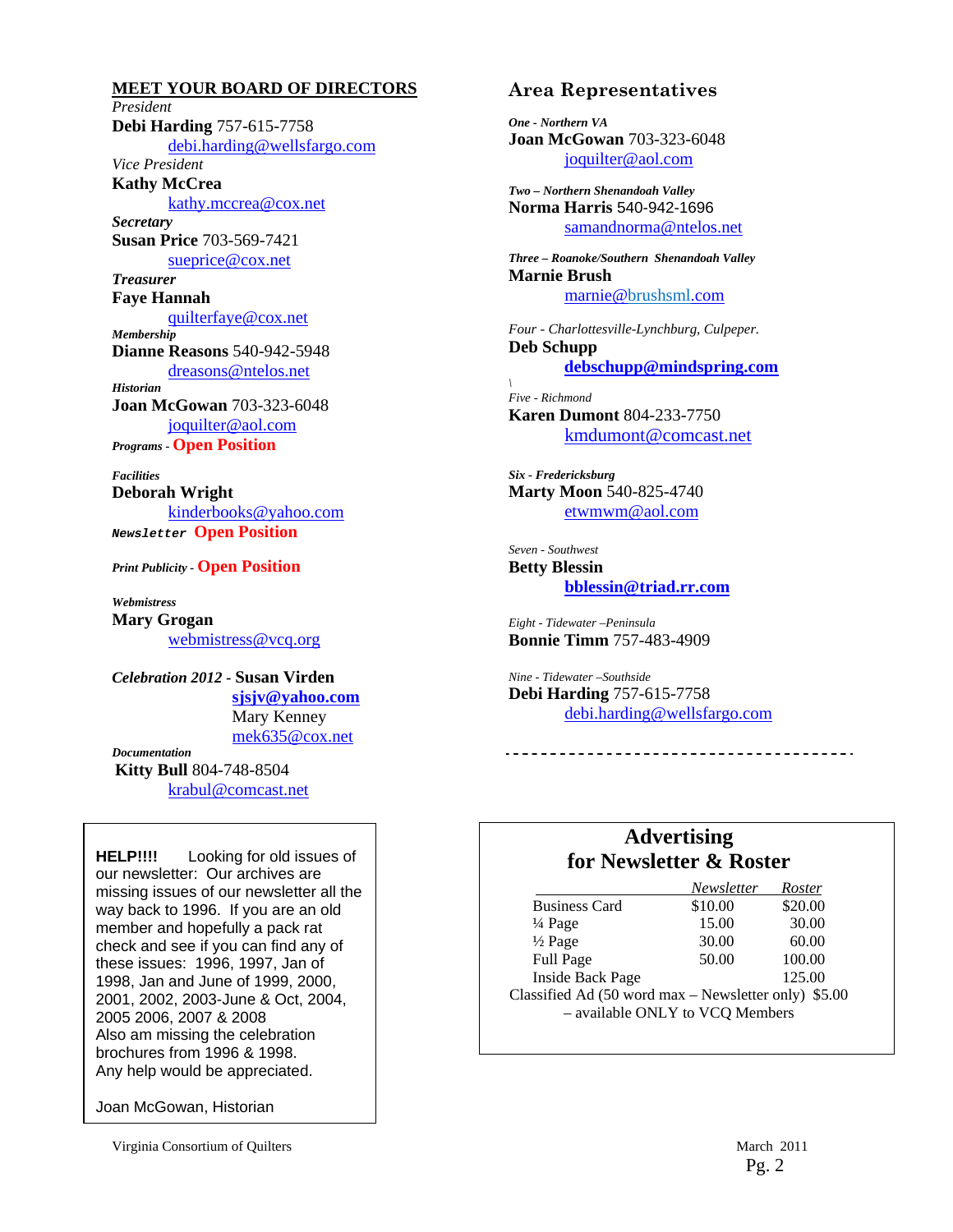## MEET YOUR BOARD OF DIRECTORS

*President*
**Debi Harding** 757-615-7758
debi.harding@wellsfargo.com

*Vice President*
**Kathy McCrea**
kathy.mccrea@cox.net

***Secretary***
**Susan Price** 703-569-7421
sueprice@cox.net

***Treasurer***
**Faye Hannah**
quilterfaye@cox.net

***Membership***
**Dianne Reasons** 540-942-5948
dreasons@ntelos.net

***Historian***
**Joan McGowan** 703-323-6048
joquilter@aol.com

***Programs*** - **Open Position**

***Facilities***
**Deborah Wright**
kinderbooks@yahoo.com

***Newsletter*** **Open Position**

***Print Publicity*** - **Open Position**

***Webmistress***
**Mary Grogan**
webmistress@vcq.org

***Celebration 2012*** - **Susan Virden**
**sjsjv@yahoo.com**
Mary Kenney
mek635@cox.net

***Documentation***
**Kitty Bull** 804-748-8504
krabul@comcast.net

---

**HELP!!!!** Looking for old issues of our newsletter: Our archives are missing issues of our newsletter all the way back to 1996. If you are an old member and hopefully a pack rat check and see if you can find any of these issues: 1996, 1997, Jan of 1998, Jan and June of 1999, 2000, 2001, 2002, 2003-June & Oct, 2004, 2005 2006, 2007 & 2008
Also am missing the celebration brochures from 1996 & 1998.
Any help would be appreciated.

Joan McGowan, Historian

---

## Area Representatives

***One - Northern VA***
**Joan McGowan** 703-323-6048
joquilter@aol.com

***Two – Northern Shenandoah Valley***
**Norma Harris** 540-942-1696
samandnorma@ntelos.net

***Three – Roanoke/Southern Shenandoah Valley***
**Marnie Brush**
marnie@brushsml.com

*Four - Charlottesville-Lynchburg, Culpeper.*
**Deb Schupp**
**debschupp@mindspring.com**

*Five - Richmond*
**Karen Dumont** 804-233-7750
kmdumont@comcast.net

***Six - Fredericksburg***
**Marty Moon** 540-825-4740
etwmwm@aol.com

*Seven - Southwest*
**Betty Blessin**
**bblessin@triad.rr.com**

*Eight - Tidewater –Peninsula*
**Bonnie Timm** 757-483-4909

*Nine - Tidewater –Southside*
**Debi Harding** 757-615-7758
debi.harding@wellsfargo.com

---

## Advertising for Newsletter & Roster

| | *Newsletter* | *Roster* |
|---|---|---|
| Business Card | $10.00 | $20.00 |
| ¼ Page | 15.00 | 30.00 |
| ½ Page | 30.00 | 60.00 |
| Full Page | 50.00 | 100.00 |
| Inside Back Page | | 125.00 |

Classified Ad (50 word max – Newsletter only) $5.00 – available ONLY to VCQ Members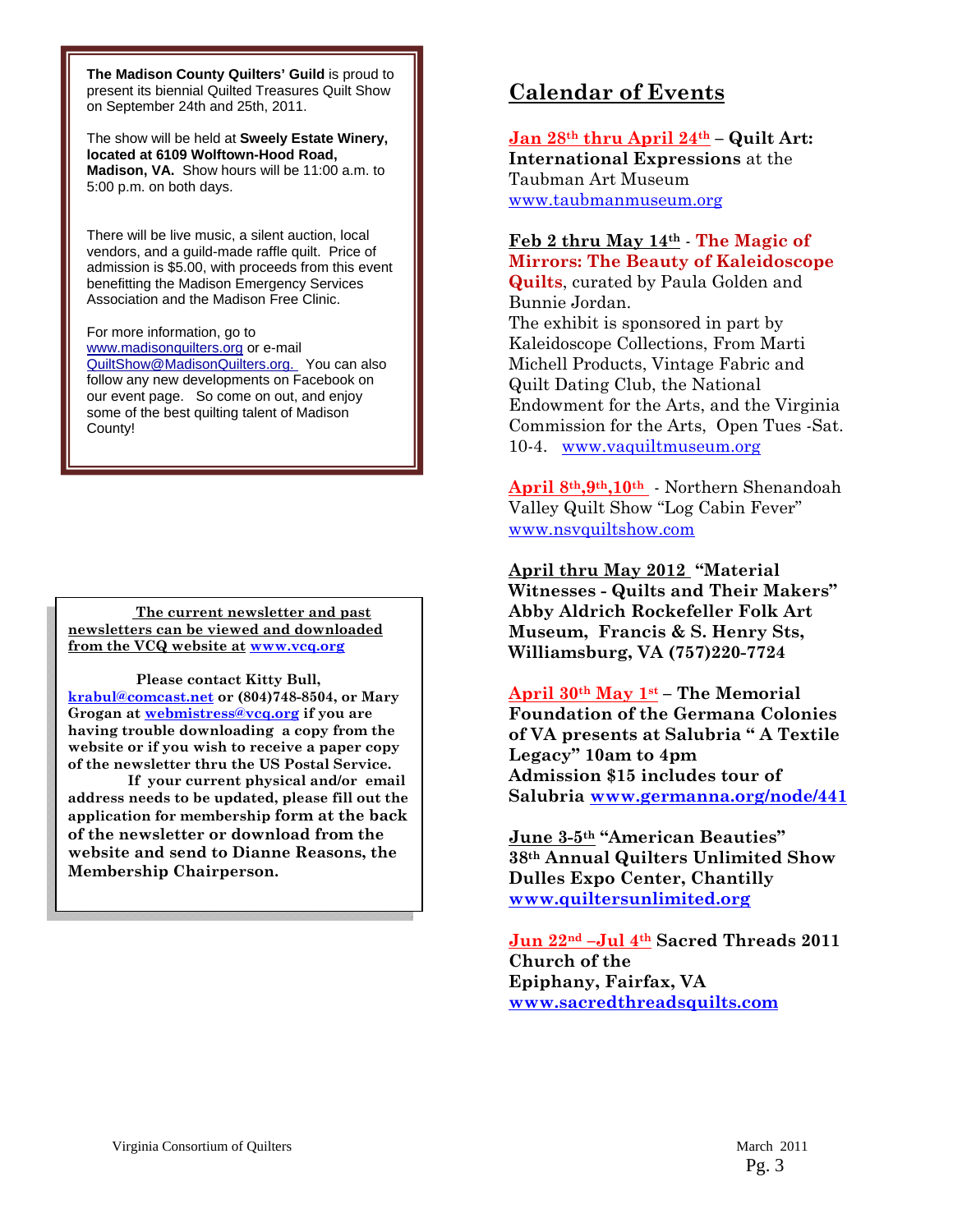**The Madison County Quilters' Guild** is proud to present its biennial Quilted Treasures Quilt Show on September 24th and 25th, 2011.

The show will be held at **Sweely Estate Winery, located at 6109 Wolftown-Hood Road, Madison, VA.** Show hours will be 11:00 a.m. to 5:00 p.m. on both days.

There will be live music, a silent auction, local vendors, and a guild-made raffle quilt. Price of admission is $5.00, with proceeds from this event benefitting the Madison Emergency Services Association and the Madison Free Clinic.

For more information, go to www.madisonquilters.org or e-mail QuiltShow@MadisonQuilters.org. You can also follow any new developments on Facebook on our event page. So come on out, and enjoy some of the best quilting talent of Madison County!

---

**The current newsletter and past newsletters can be viewed and downloaded from the VCQ website at www.vcq.org**

**Please contact Kitty Bull, krabul@comcast.net or (804)748-8504, or Mary Grogan at webmistress@vcq.org if you are having trouble downloading a copy from the website or if you wish to receive a paper copy of the newsletter thru the US Postal Service.**

**If your current physical and/or email address needs to be updated, please fill out the application for membership form at the back of the newsletter or download from the website and send to Dianne Reasons, the Membership Chairperson.**

---

## Calendar of Events

**Jan 28th thru April 24th** – **Quilt Art: International Expressions** at the Taubman Art Museum
www.taubmanmuseum.org

**Feb 2 thru May 14th** - **The Magic of Mirrors: The Beauty of Kaleidoscope Quilts**, curated by Paula Golden and Bunnie Jordan.
The exhibit is sponsored in part by Kaleidoscope Collections, From Marti Michell Products, Vintage Fabric and Quilt Dating Club, the National Endowment for the Arts, and the Virginia Commission for the Arts, Open Tues -Sat. 10-4. www.vaquiltmuseum.org

**April 8th,9th,10th** - Northern Shenandoah Valley Quilt Show "Log Cabin Fever"
www.nsvquiltshow.com

**April thru May 2012 "Material Witnesses - Quilts and Their Makers" Abby Aldrich Rockefeller Folk Art Museum, Francis & S. Henry Sts, Williamsburg, VA (757)220-7724**

**April 30th May 1st – The Memorial Foundation of the Germana Colonies of VA presents at Salubria " A Textile Legacy" 10am to 4pm**
**Admission $15 includes tour of Salubria www.germanna.org/node/441**

**June 3-5th "American Beauties" 38th Annual Quilters Unlimited Show Dulles Expo Center, Chantilly www.quiltersunlimited.org**

**Jun 22nd –Jul 4th Sacred Threads 2011 Church of the Epiphany, Fairfax, VA www.sacredthreadsquilts.com**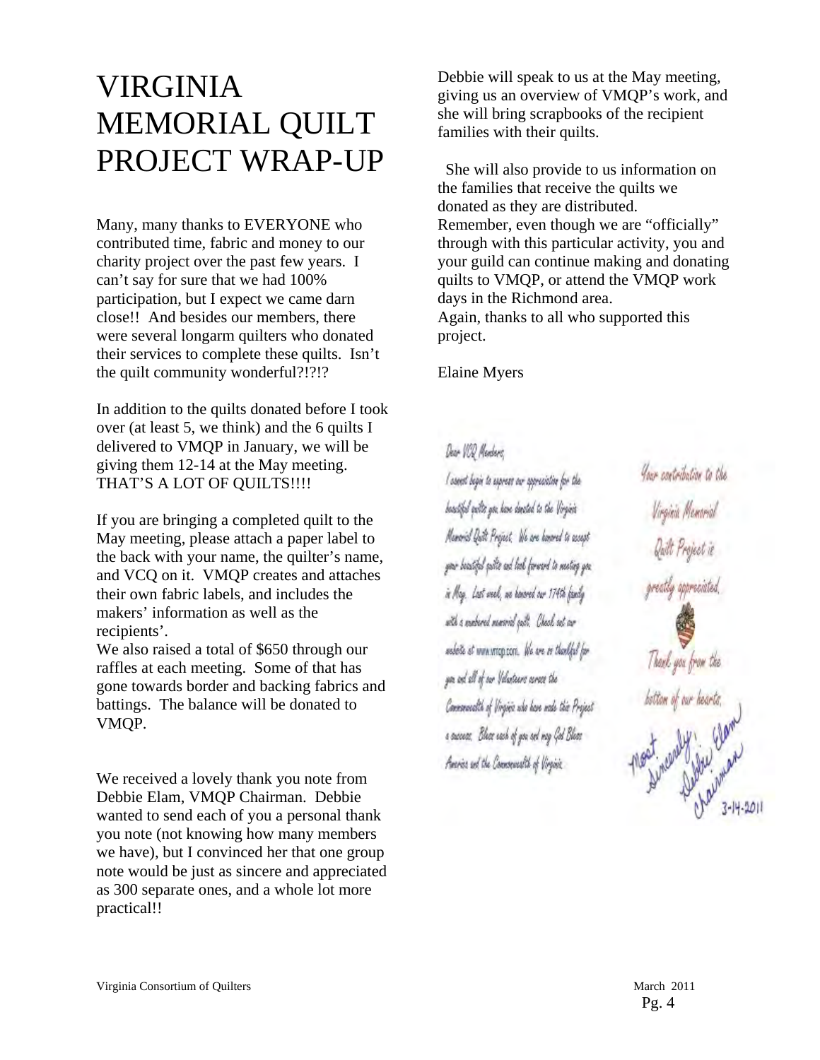# VIRGINIA MEMORIAL QUILT PROJECT WRAP-UP

Many, many thanks to EVERYONE who contributed time, fabric and money to our charity project over the past few years. I can't say for sure that we had 100% participation, but I expect we came darn close!! And besides our members, there were several longarm quilters who donated their services to complete these quilts. Isn't the quilt community wonderful?!?!?

In addition to the quilts donated before I took over (at least 5, we think) and the 6 quilts I delivered to VMQP in January, we will be giving them 12-14 at the May meeting. THAT'S A LOT OF QUILTS!!!!

If you are bringing a completed quilt to the May meeting, please attach a paper label to the back with your name, the quilter's name, and VCQ on it. VMQP creates and attaches their own fabric labels, and includes the makers' information as well as the recipients'.

We also raised a total of $650 through our raffles at each meeting. Some of that has gone towards border and backing fabrics and battings. The balance will be donated to VMQP.

We received a lovely thank you note from Debbie Elam, VMQP Chairman. Debbie wanted to send each of you a personal thank you note (not knowing how many members we have), but I convinced her that one group note would be just as sincere and appreciated as 300 separate ones, and a whole lot more practical!!

Debbie will speak to us at the May meeting, giving us an overview of VMQP's work, and she will bring scrapbooks of the recipient families with their quilts.

She will also provide to us information on the families that receive the quilts we donated as they are distributed.

Remember, even though we are "officially" through with this particular activity, you and your guild can continue making and donating quilts to VMQP, or attend the VMQP work days in the Richmond area.

Again, thanks to all who supported this project.

Elaine Myers

Dear VCQ Members,

I cannot begin to express our appreciation for the beautiful quilts you have donated to the Virginia Memorial Quilt Project. We are honored to accept your beautiful quilts and look forward to meeting you in May. Last week, we honored our 174th family with a numbered memorial quilt. Check out our website at www.vmqp.com. We are so thankful for you and all of our Volunteers across the Commonwealth of Virginia who have made this Project a success. Bless each of you and may God Bless America and the Commonwealth of Virginia.

Your contribution to the Virginia Memorial Quilt Project is greatly appreciated.

Thank you from the bottom of our hearts,

Most Sincerely, Debbie Elam, Chairman

3-14-2011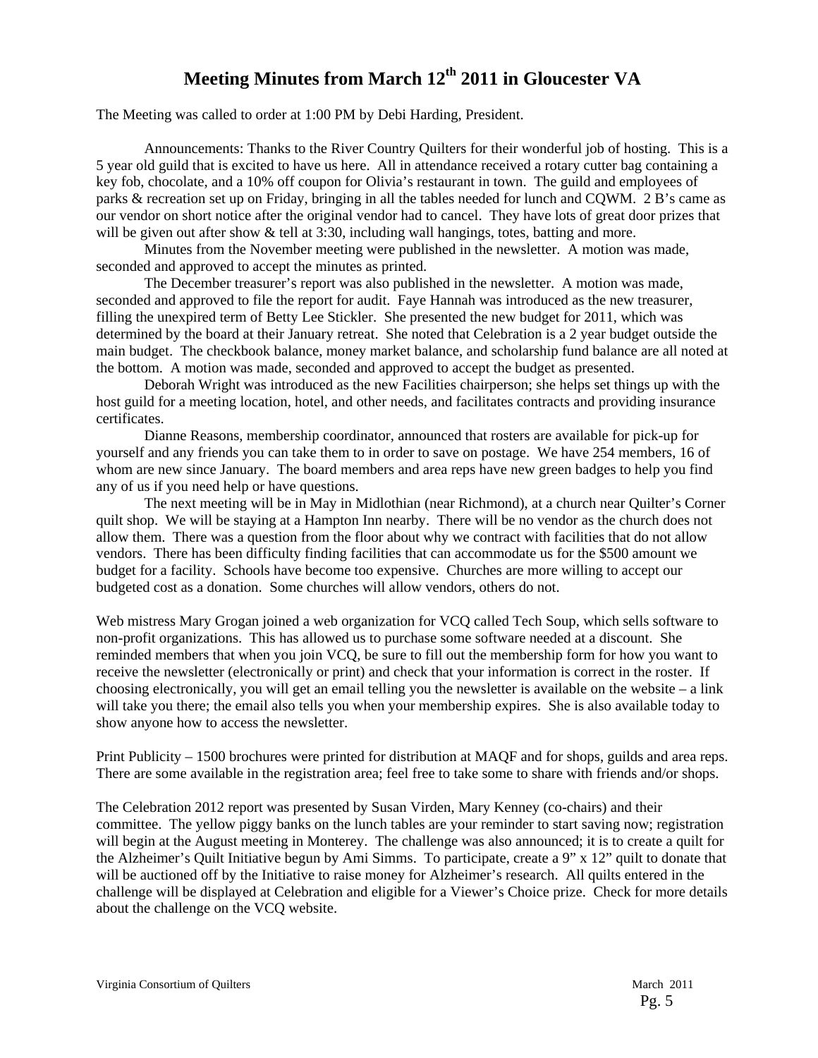# Meeting Minutes from March 12th 2011 in Gloucester VA

The Meeting was called to order at 1:00 PM by Debi Harding, President.

Announcements: Thanks to the River Country Quilters for their wonderful job of hosting. This is a 5 year old guild that is excited to have us here. All in attendance received a rotary cutter bag containing a key fob, chocolate, and a 10% off coupon for Olivia's restaurant in town. The guild and employees of parks & recreation set up on Friday, bringing in all the tables needed for lunch and CQWM. 2 B's came as our vendor on short notice after the original vendor had to cancel. They have lots of great door prizes that will be given out after show & tell at 3:30, including wall hangings, totes, batting and more.

Minutes from the November meeting were published in the newsletter. A motion was made, seconded and approved to accept the minutes as printed.

The December treasurer's report was also published in the newsletter. A motion was made, seconded and approved to file the report for audit. Faye Hannah was introduced as the new treasurer, filling the unexpired term of Betty Lee Stickler. She presented the new budget for 2011, which was determined by the board at their January retreat. She noted that Celebration is a 2 year budget outside the main budget. The checkbook balance, money market balance, and scholarship fund balance are all noted at the bottom. A motion was made, seconded and approved to accept the budget as presented.

Deborah Wright was introduced as the new Facilities chairperson; she helps set things up with the host guild for a meeting location, hotel, and other needs, and facilitates contracts and providing insurance certificates.

Dianne Reasons, membership coordinator, announced that rosters are available for pick-up for yourself and any friends you can take them to in order to save on postage. We have 254 members, 16 of whom are new since January. The board members and area reps have new green badges to help you find any of us if you need help or have questions.

The next meeting will be in May in Midlothian (near Richmond), at a church near Quilter's Corner quilt shop. We will be staying at a Hampton Inn nearby. There will be no vendor as the church does not allow them. There was a question from the floor about why we contract with facilities that do not allow vendors. There has been difficulty finding facilities that can accommodate us for the $500 amount we budget for a facility. Schools have become too expensive. Churches are more willing to accept our budgeted cost as a donation. Some churches will allow vendors, others do not.

Web mistress Mary Grogan joined a web organization for VCQ called Tech Soup, which sells software to non-profit organizations. This has allowed us to purchase some software needed at a discount. She reminded members that when you join VCQ, be sure to fill out the membership form for how you want to receive the newsletter (electronically or print) and check that your information is correct in the roster. If choosing electronically, you will get an email telling you the newsletter is available on the website – a link will take you there; the email also tells you when your membership expires. She is also available today to show anyone how to access the newsletter.

Print Publicity – 1500 brochures were printed for distribution at MAQF and for shops, guilds and area reps. There are some available in the registration area; feel free to take some to share with friends and/or shops.

The Celebration 2012 report was presented by Susan Virden, Mary Kenney (co-chairs) and their committee. The yellow piggy banks on the lunch tables are your reminder to start saving now; registration will begin at the August meeting in Monterey. The challenge was also announced; it is to create a quilt for the Alzheimer's Quilt Initiative begun by Ami Simms. To participate, create a 9" x 12" quilt to donate that will be auctioned off by the Initiative to raise money for Alzheimer's research. All quilts entered in the challenge will be displayed at Celebration and eligible for a Viewer's Choice prize. Check for more details about the challenge on the VCQ website.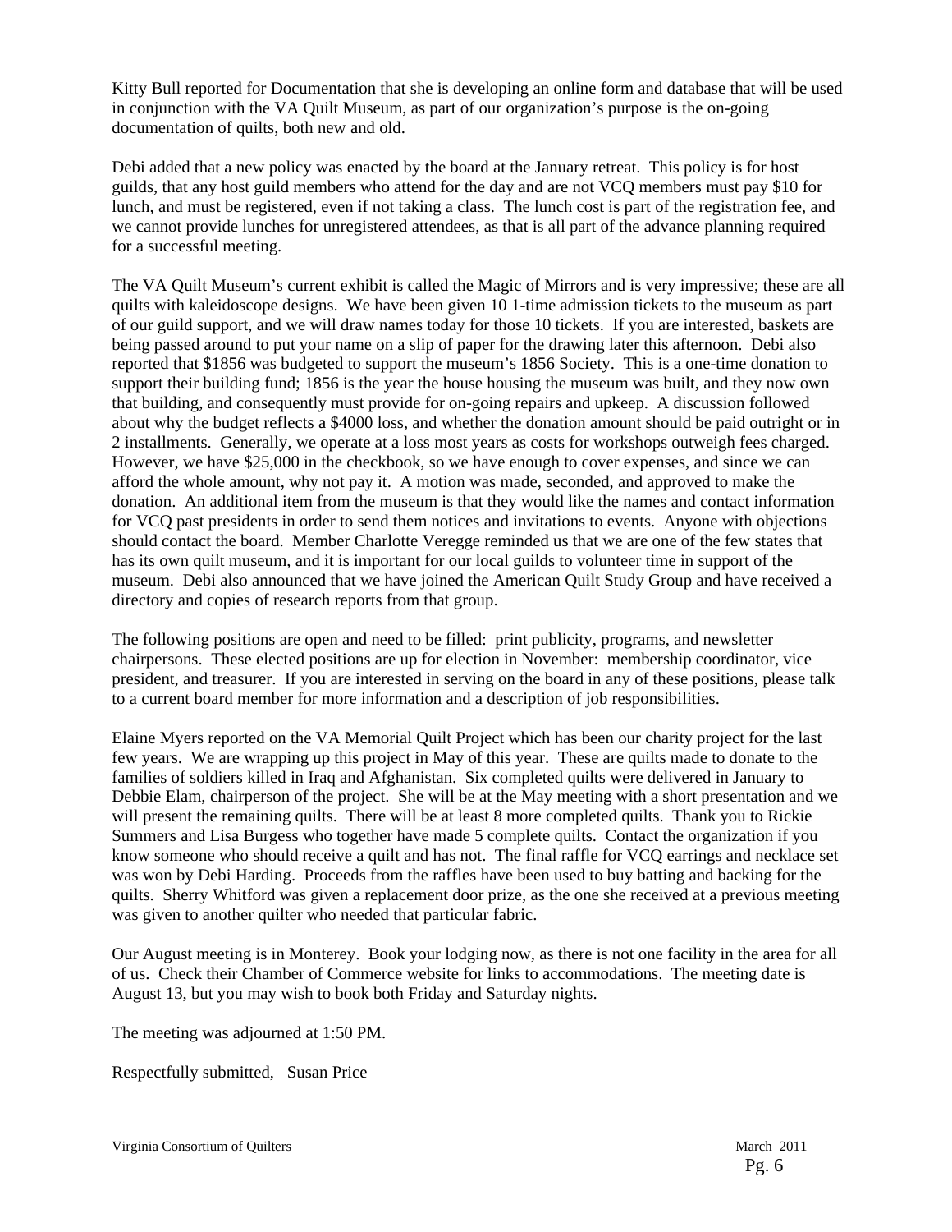Kitty Bull reported for Documentation that she is developing an online form and database that will be used in conjunction with the VA Quilt Museum, as part of our organization's purpose is the on-going documentation of quilts, both new and old.

Debi added that a new policy was enacted by the board at the January retreat. This policy is for host guilds, that any host guild members who attend for the day and are not VCQ members must pay $10 for lunch, and must be registered, even if not taking a class. The lunch cost is part of the registration fee, and we cannot provide lunches for unregistered attendees, as that is all part of the advance planning required for a successful meeting.

The VA Quilt Museum's current exhibit is called the Magic of Mirrors and is very impressive; these are all quilts with kaleidoscope designs. We have been given 10 1-time admission tickets to the museum as part of our guild support, and we will draw names today for those 10 tickets. If you are interested, baskets are being passed around to put your name on a slip of paper for the drawing later this afternoon. Debi also reported that $1856 was budgeted to support the museum's 1856 Society. This is a one-time donation to support their building fund; 1856 is the year the house housing the museum was built, and they now own that building, and consequently must provide for on-going repairs and upkeep. A discussion followed about why the budget reflects a $4000 loss, and whether the donation amount should be paid outright or in 2 installments. Generally, we operate at a loss most years as costs for workshops outweigh fees charged. However, we have $25,000 in the checkbook, so we have enough to cover expenses, and since we can afford the whole amount, why not pay it. A motion was made, seconded, and approved to make the donation. An additional item from the museum is that they would like the names and contact information for VCQ past presidents in order to send them notices and invitations to events. Anyone with objections should contact the board. Member Charlotte Veregge reminded us that we are one of the few states that has its own quilt museum, and it is important for our local guilds to volunteer time in support of the museum. Debi also announced that we have joined the American Quilt Study Group and have received a directory and copies of research reports from that group.

The following positions are open and need to be filled: print publicity, programs, and newsletter chairpersons. These elected positions are up for election in November: membership coordinator, vice president, and treasurer. If you are interested in serving on the board in any of these positions, please talk to a current board member for more information and a description of job responsibilities.

Elaine Myers reported on the VA Memorial Quilt Project which has been our charity project for the last few years. We are wrapping up this project in May of this year. These are quilts made to donate to the families of soldiers killed in Iraq and Afghanistan. Six completed quilts were delivered in January to Debbie Elam, chairperson of the project. She will be at the May meeting with a short presentation and we will present the remaining quilts. There will be at least 8 more completed quilts. Thank you to Rickie Summers and Lisa Burgess who together have made 5 complete quilts. Contact the organization if you know someone who should receive a quilt and has not. The final raffle for VCQ earrings and necklace set was won by Debi Harding. Proceeds from the raffles have been used to buy batting and backing for the quilts. Sherry Whitford was given a replacement door prize, as the one she received at a previous meeting was given to another quilter who needed that particular fabric.

Our August meeting is in Monterey. Book your lodging now, as there is not one facility in the area for all of us. Check their Chamber of Commerce website for links to accommodations. The meeting date is August 13, but you may wish to book both Friday and Saturday nights.

The meeting was adjourned at 1:50 PM.

Respectfully submitted, Susan Price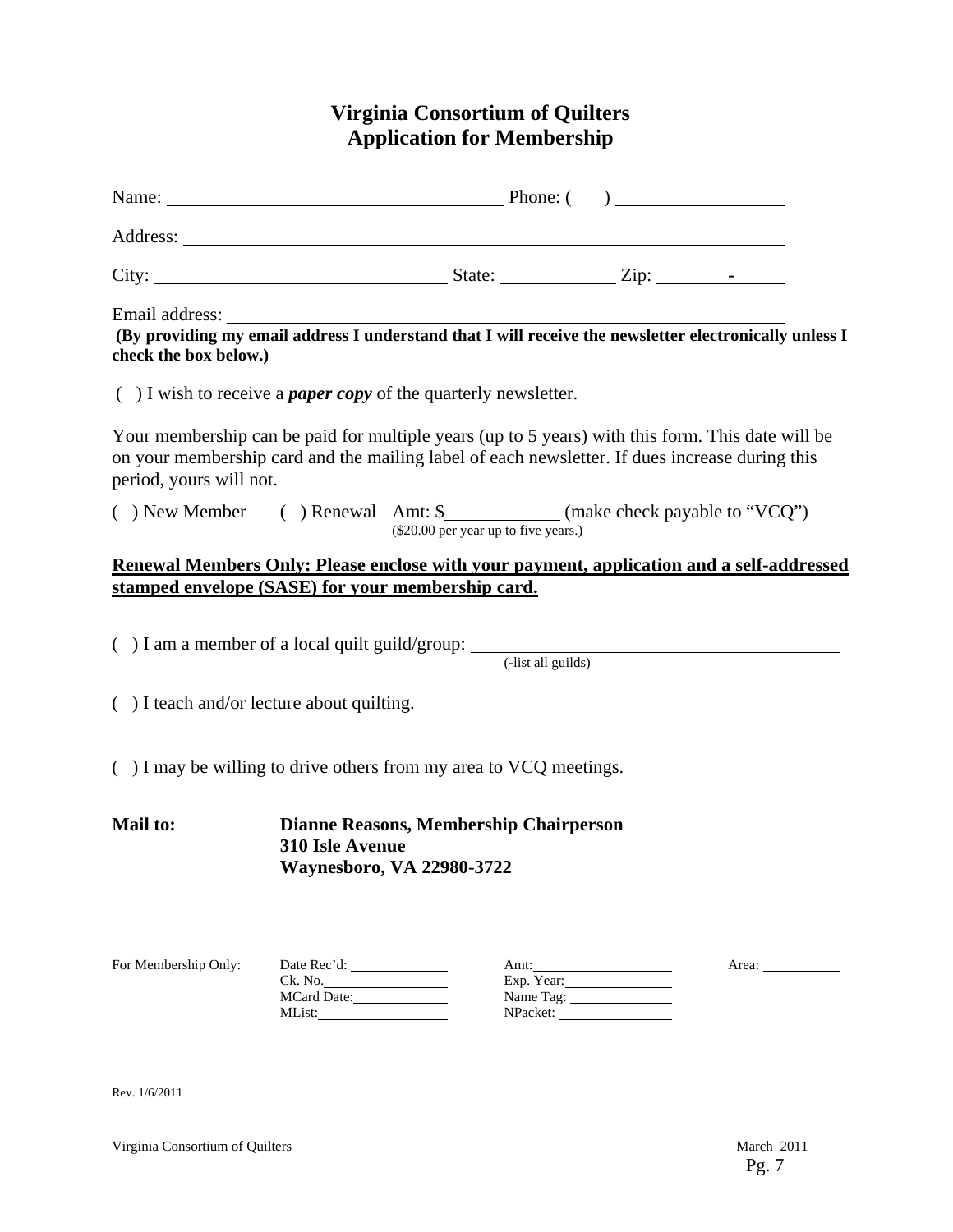# Virginia Consortium of Quilters
## Application for Membership

Name: ____________________________________ Phone: ( ) __________________

Address: ________________________________________________________________

City: ______________________________ State: ____________ Zip: ________-______

Email address: ___________________________________________________________

**(By providing my email address I understand that I will receive the newsletter electronically unless I check the box below.)**

( ) I wish to receive a ***paper copy*** of the quarterly newsletter.

Your membership can be paid for multiple years (up to 5 years) with this form. This date will be on your membership card and the mailing label of each newsletter. If dues increase during this period, yours will not.

( ) New Member ( ) Renewal Amt: $____________ (make check payable to "VCQ")
($20.00 per year up to five years.)

**Renewal Members Only: Please enclose with your payment, application and a self-addressed stamped envelope (SASE) for your membership card.**

( ) I am a member of a local quilt guild/group: ________________________________________
(-list all guilds)

( ) I teach and/or lecture about quilting.

( ) I may be willing to drive others from my area to VCQ meetings.

**Mail to:** **Dianne Reasons, Membership Chairperson**
**310 Isle Avenue**
**Waynesboro, VA 22980-3722**

For Membership Only:

| Date Rec'd: ________ | Amt: ________ | Area: ________ |
|---|---|---|
| Ck. No. ________ | Exp. Year: ________ | |
| MCard Date: ________ | Name Tag: ________ | |
| MList: ________ | NPacket: ________ | |

Rev. 1/6/2011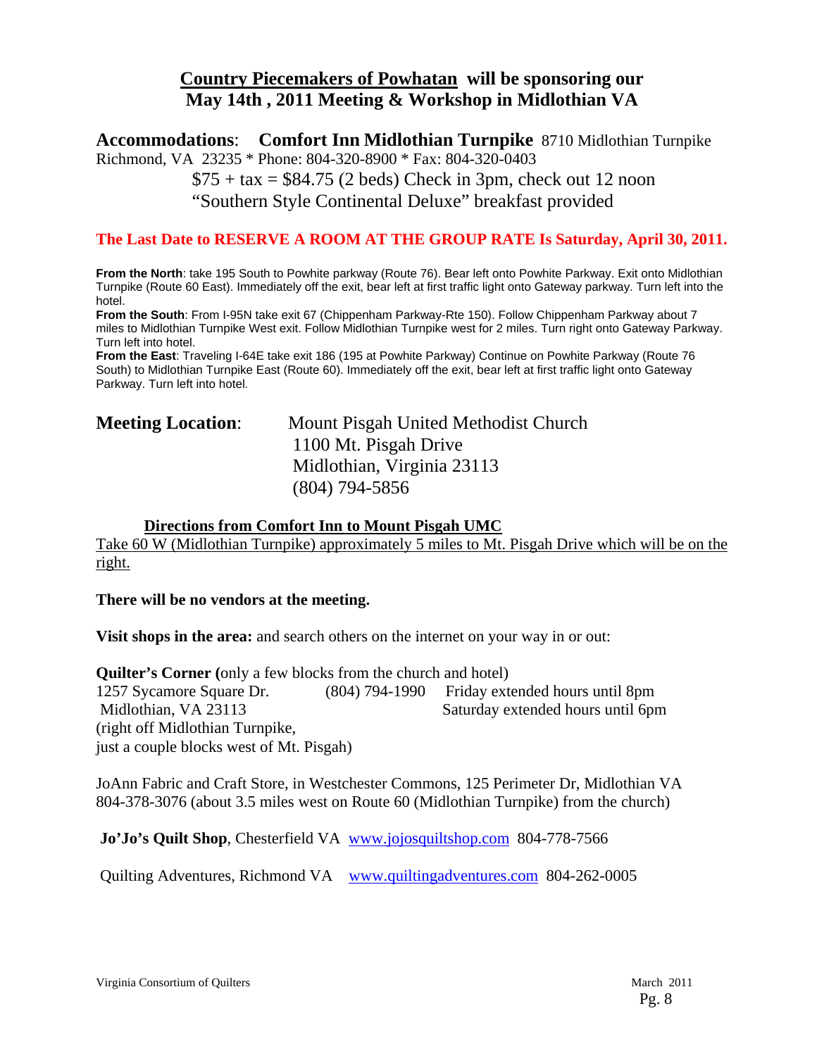## Country Piecemakers of Powhatan will be sponsoring our May 14th , 2011 Meeting & Workshop in Midlothian VA

**Accommodations**: **Comfort Inn Midlothian Turnpike** 8710 Midlothian Turnpike Richmond, VA 23235 * Phone: 804-320-8900 * Fax: 804-320-0403

$75 + tax = $84.75 (2 beds) Check in 3pm, check out 12 noon
"Southern Style Continental Deluxe" breakfast provided

**The Last Date to RESERVE A ROOM AT THE GROUP RATE Is Saturday, April 30, 2011.**

**From the North**: take 195 South to Powhite parkway (Route 76). Bear left onto Powhite Parkway. Exit onto Midlothian Turnpike (Route 60 East). Immediately off the exit, bear left at first traffic light onto Gateway parkway. Turn left into the hotel.
**From the South**: From I-95N take exit 67 (Chippenham Parkway-Rte 150). Follow Chippenham Parkway about 7 miles to Midlothian Turnpike West exit. Follow Midlothian Turnpike west for 2 miles. Turn right onto Gateway Parkway. Turn left into hotel.
**From the East**: Traveling I-64E take exit 186 (195 at Powhite Parkway) Continue on Powhite Parkway (Route 76 South) to Midlothian Turnpike East (Route 60). Immediately off the exit, bear left at first traffic light onto Gateway Parkway. Turn left into hotel.

**Meeting Location**: Mount Pisgah United Methodist Church
1100 Mt. Pisgah Drive
Midlothian, Virginia 23113
(804) 794-5856

**Directions from Comfort Inn to Mount Pisgah UMC**

Take 60 W (Midlothian Turnpike) approximately 5 miles to Mt. Pisgah Drive which will be on the right.

**There will be no vendors at the meeting.**

**Visit shops in the area:** and search others on the internet on your way in or out:

**Quilter's Corner** (only a few blocks from the church and hotel)
1257 Sycamore Square Dr. (804) 794-1990 Friday extended hours until 8pm
Midlothian, VA 23113 Saturday extended hours until 6pm
(right off Midlothian Turnpike,
just a couple blocks west of Mt. Pisgah)

JoAnn Fabric and Craft Store, in Westchester Commons, 125 Perimeter Dr, Midlothian VA 804-378-3076 (about 3.5 miles west on Route 60 (Midlothian Turnpike) from the church)

**Jo'Jo's Quilt Shop**, Chesterfield VA www.jojosquiltshop.com 804-778-7566

Quilting Adventures, Richmond VA www.quiltingadventures.com 804-262-0005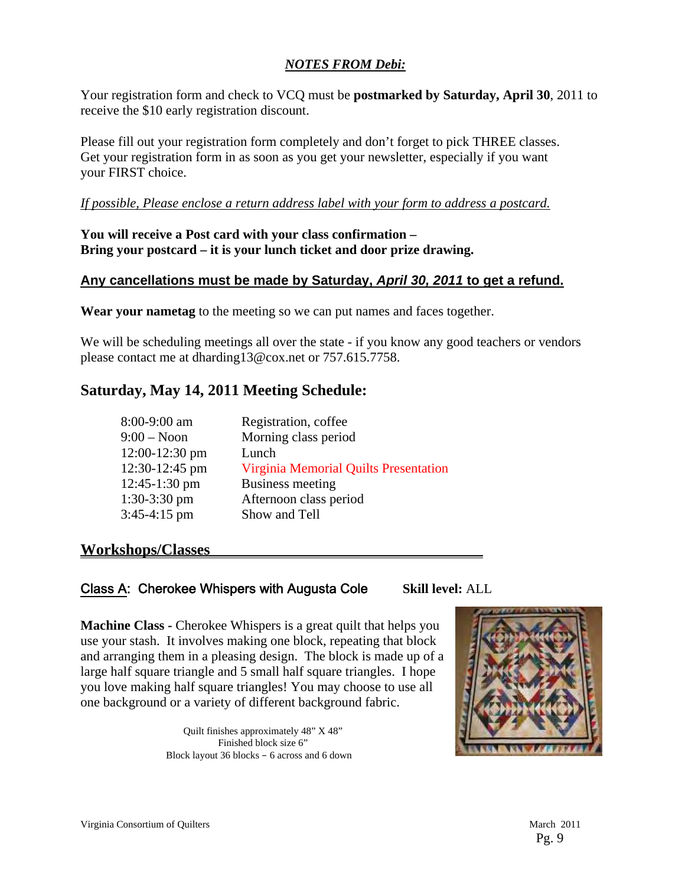## *NOTES FROM Debi:*

Your registration form and check to VCQ must be **postmarked by Saturday, April 30**, 2011 to receive the $10 early registration discount.

Please fill out your registration form completely and don't forget to pick THREE classes. Get your registration form in as soon as you get your newsletter, especially if you want your FIRST choice.

*If possible, Please enclose a return address label with your form to address a postcard.*

**You will receive a Post card with your class confirmation –**
**Bring your postcard – it is your lunch ticket and door prize drawing.**

**Any cancellations must be made by Saturday, *April 30, 2011* to get a refund.**

**Wear your nametag** to the meeting so we can put names and faces together.

We will be scheduling meetings all over the state - if you know any good teachers or vendors please contact me at dharding13@cox.net or 757.615.7758.

## Saturday, May 14, 2011 Meeting Schedule:

| | |
|---|---|
| 8:00-9:00 am | Registration, coffee |
| 9:00 – Noon | Morning class period |
| 12:00-12:30 pm | Lunch |
| 12:30-12:45 pm | Virginia Memorial Quilts Presentation |
| 12:45-1:30 pm | Business meeting |
| 1:30-3:30 pm | Afternoon class period |
| 3:45-4:15 pm | Show and Tell |

## Workshops/Classes

### Class A: Cherokee Whispers with Augusta Cole **Skill level:** ALL

**Machine Class -** Cherokee Whispers is a great quilt that helps you use your stash. It involves making one block, repeating that block and arranging them in a pleasing design. The block is made up of a large half square triangle and 5 small half square triangles. I hope you love making half square triangles! You may choose to use all one background or a variety of different background fabric.

Quilt finishes approximately 48" X 48"
Finished block size 6"
Block layout 36 blocks – 6 across and 6 down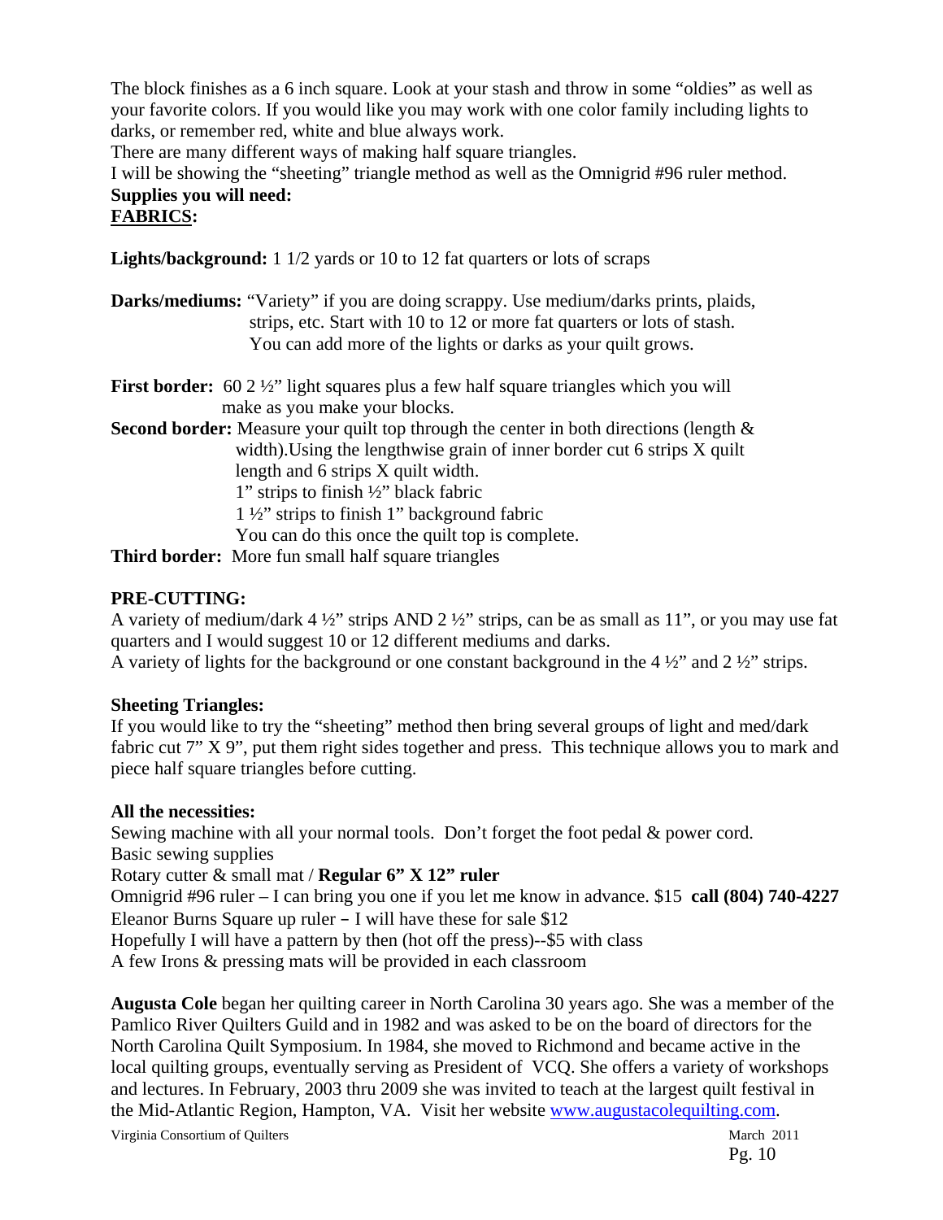The block finishes as a 6 inch square. Look at your stash and throw in some "oldies" as well as your favorite colors. If you would like you may work with one color family including lights to darks, or remember red, white and blue always work.

There are many different ways of making half square triangles.

I will be showing the "sheeting" triangle method as well as the Omnigrid #96 ruler method.

**Supplies you will need:**

**FABRICS:**

**Lights/background:** 1 1/2 yards or 10 to 12 fat quarters or lots of scraps

**Darks/mediums:** "Variety" if you are doing scrappy. Use medium/darks prints, plaids, strips, etc. Start with 10 to 12 or more fat quarters or lots of stash. You can add more of the lights or darks as your quilt grows.

**First border:** 60 2 ½" light squares plus a few half square triangles which you will make as you make your blocks.

**Second border:** Measure your quilt top through the center in both directions (length & width).Using the lengthwise grain of inner border cut 6 strips X quilt length and 6 strips X quilt width.
1" strips to finish ½" black fabric
1 ½" strips to finish 1" background fabric
You can do this once the quilt top is complete.

**Third border:** More fun small half square triangles

**PRE-CUTTING:**

A variety of medium/dark 4 ½" strips AND 2 ½" strips, can be as small as 11", or you may use fat quarters and I would suggest 10 or 12 different mediums and darks.

A variety of lights for the background or one constant background in the 4 ½" and 2 ½" strips.

**Sheeting Triangles:**

If you would like to try the "sheeting" method then bring several groups of light and med/dark fabric cut 7" X 9", put them right sides together and press. This technique allows you to mark and piece half square triangles before cutting.

**All the necessities:**

Sewing machine with all your normal tools. Don't forget the foot pedal & power cord.
Basic sewing supplies
Rotary cutter & small mat / **Regular 6" X 12" ruler**
Omnigrid #96 ruler – I can bring you one if you let me know in advance. $15 **call (804) 740-4227**
Eleanor Burns Square up ruler – I will have these for sale $12
Hopefully I will have a pattern by then (hot off the press)--$5 with class
A few Irons & pressing mats will be provided in each classroom

**Augusta Cole** began her quilting career in North Carolina 30 years ago. She was a member of the Pamlico River Quilters Guild and in 1982 and was asked to be on the board of directors for the North Carolina Quilt Symposium. In 1984, she moved to Richmond and became active in the local quilting groups, eventually serving as President of VCQ. She offers a variety of workshops and lectures. In February, 2003 thru 2009 she was invited to teach at the largest quilt festival in the Mid-Atlantic Region, Hampton, VA. Visit her website www.augustacolequilting.com.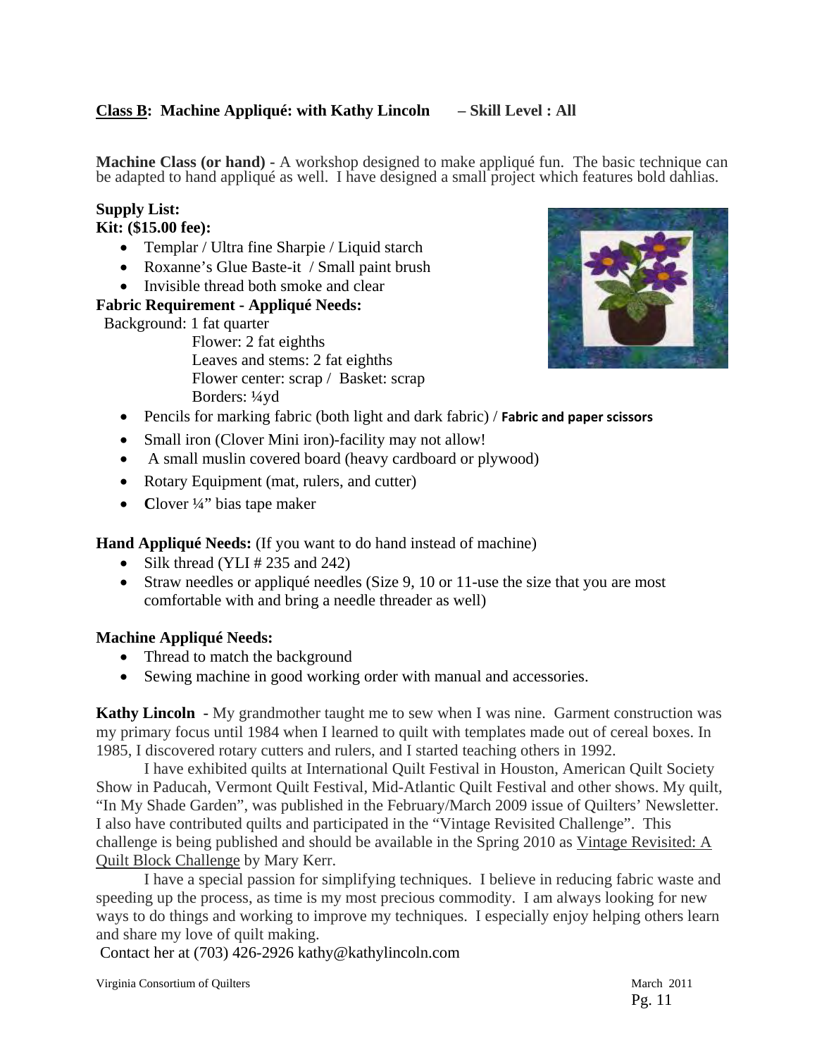**Class B: Machine Appliqué: with Kathy Lincoln – Skill Level : All**

**Machine Class (or hand)** - A workshop designed to make appliqué fun. The basic technique can be adapted to hand appliqué as well. I have designed a small project which features bold dahlias.

**Supply List:**

**Kit: ($15.00 fee):**

- Templar / Ultra fine Sharpie / Liquid starch
- Roxanne's Glue Baste-it / Small paint brush
- Invisible thread both smoke and clear

**Fabric Requirement - Appliqué Needs:**

Background: 1 fat quarter
Flower: 2 fat eighths
Leaves and stems: 2 fat eighths
Flower center: scrap / Basket: scrap
Borders: ¼yd

- Pencils for marking fabric (both light and dark fabric) / **Fabric and paper scissors**
- Small iron (Clover Mini iron)-facility may not allow!
- A small muslin covered board (heavy cardboard or plywood)
- Rotary Equipment (mat, rulers, and cutter)
- **C**lover ¼" bias tape maker

**Hand Appliqué Needs:** (If you want to do hand instead of machine)

- Silk thread (YLI # 235 and 242)
- Straw needles or appliqué needles (Size 9, 10 or 11-use the size that you are most comfortable with and bring a needle threader as well)

**Machine Appliqué Needs:**

- Thread to match the background
- Sewing machine in good working order with manual and accessories.

**Kathy Lincoln** - My grandmother taught me to sew when I was nine. Garment construction was my primary focus until 1984 when I learned to quilt with templates made out of cereal boxes. In 1985, I discovered rotary cutters and rulers, and I started teaching others in 1992.

I have exhibited quilts at International Quilt Festival in Houston, American Quilt Society Show in Paducah, Vermont Quilt Festival, Mid-Atlantic Quilt Festival and other shows. My quilt, "In My Shade Garden", was published in the February/March 2009 issue of Quilters' Newsletter. I also have contributed quilts and participated in the "Vintage Revisited Challenge". This challenge is being published and should be available in the Spring 2010 as Vintage Revisited: A Quilt Block Challenge by Mary Kerr.

I have a special passion for simplifying techniques. I believe in reducing fabric waste and speeding up the process, as time is my most precious commodity. I am always looking for new ways to do things and working to improve my techniques. I especially enjoy helping others learn and share my love of quilt making.

Contact her at (703) 426-2926 kathy@kathylincoln.com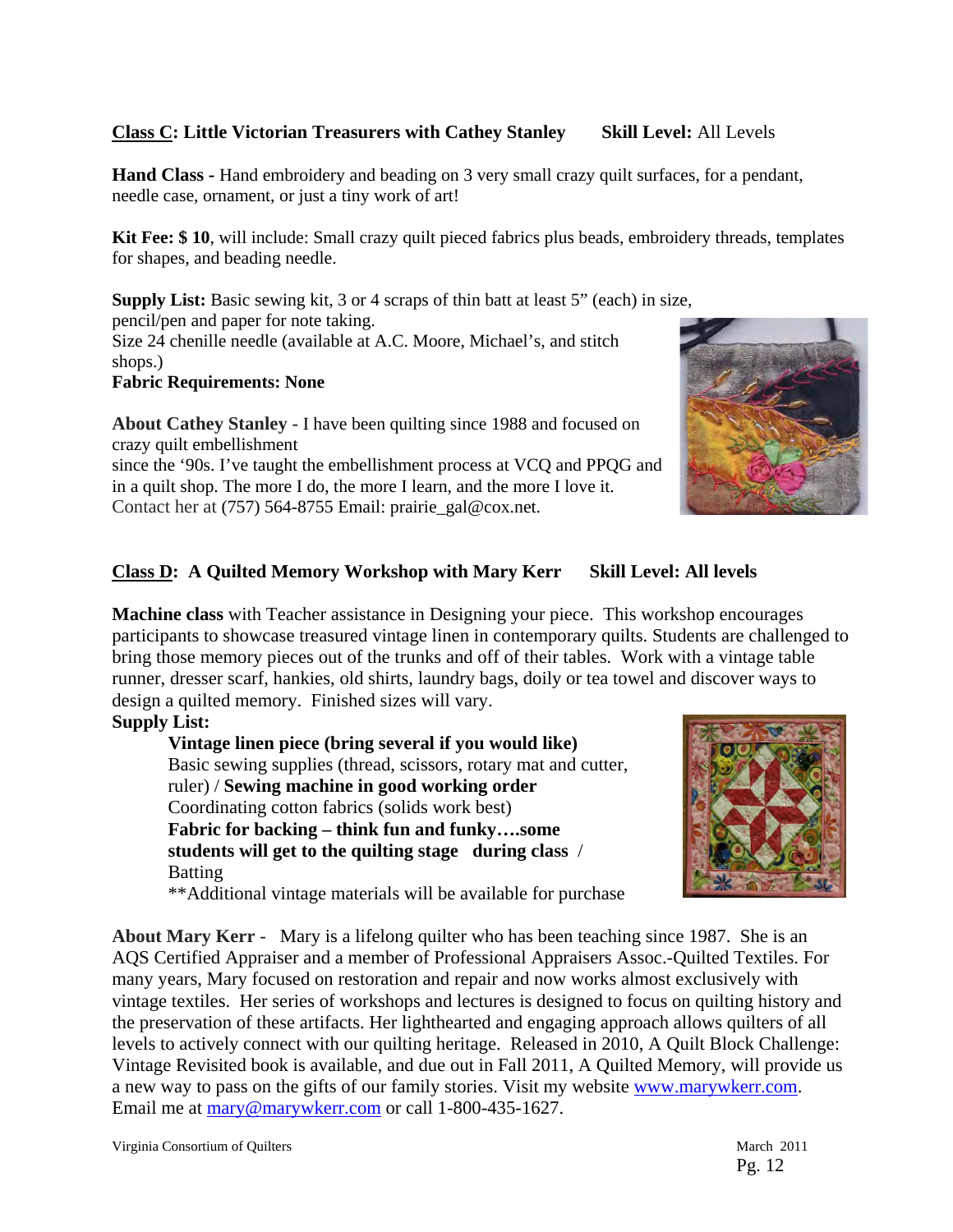**Class C: Little Victorian Treasurers with Cathey Stanley** **Skill Level:** All Levels

**Hand Class -** Hand embroidery and beading on 3 very small crazy quilt surfaces, for a pendant, needle case, ornament, or just a tiny work of art!

**Kit Fee: $ 10**, will include: Small crazy quilt pieced fabrics plus beads, embroidery threads, templates for shapes, and beading needle.

**Supply List:** Basic sewing kit, 3 or 4 scraps of thin batt at least 5" (each) in size, pencil/pen and paper for note taking.
Size 24 chenille needle (available at A.C. Moore, Michael's, and stitch shops.)
**Fabric Requirements: None**

**About Cathey Stanley -** I have been quilting since 1988 and focused on crazy quilt embellishment
since the '90s. I've taught the embellishment process at VCQ and PPQG and in a quilt shop. The more I do, the more I learn, and the more I love it.
Contact her at (757) 564-8755 Email: prairie_gal@cox.net.

**Class D: A Quilted Memory Workshop with Mary Kerr** **Skill Level: All levels**

**Machine class** with Teacher assistance in Designing your piece. This workshop encourages participants to showcase treasured vintage linen in contemporary quilts. Students are challenged to bring those memory pieces out of the trunks and off of their tables. Work with a vintage table runner, dresser scarf, hankies, old shirts, laundry bags, doily or tea towel and discover ways to design a quilted memory. Finished sizes will vary.

**Supply List:**

**Vintage linen piece (bring several if you would like)**
Basic sewing supplies (thread, scissors, rotary mat and cutter, ruler) / **Sewing machine in good working order**
Coordinating cotton fabrics (solids work best)
**Fabric for backing – think fun and funky….some students will get to the quilting stage during class** /
Batting
**Additional vintage materials will be available for purchase

**About Mary Kerr -** Mary is a lifelong quilter who has been teaching since 1987. She is an AQS Certified Appraiser and a member of Professional Appraisers Assoc.-Quilted Textiles. For many years, Mary focused on restoration and repair and now works almost exclusively with vintage textiles. Her series of workshops and lectures is designed to focus on quilting history and the preservation of these artifacts. Her lighthearted and engaging approach allows quilters of all levels to actively connect with our quilting heritage. Released in 2010, A Quilt Block Challenge: Vintage Revisited book is available, and due out in Fall 2011, A Quilted Memory, will provide us a new way to pass on the gifts of our family stories. Visit my website www.marywkerr.com. Email me at mary@marywkerr.com or call 1-800-435-1627.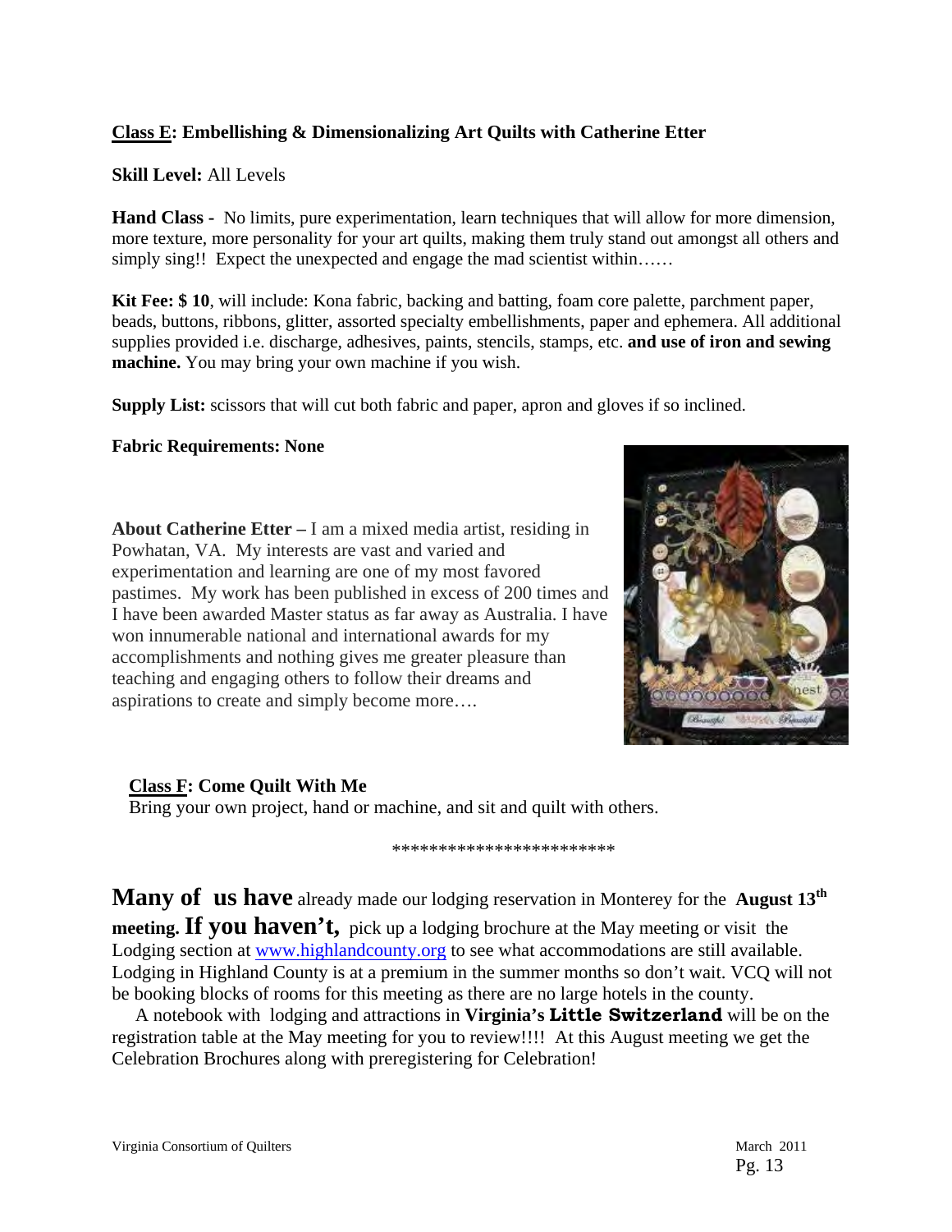**Class E: Embellishing & Dimensionalizing Art Quilts with Catherine Etter**

**Skill Level:** All Levels

**Hand Class -** No limits, pure experimentation, learn techniques that will allow for more dimension, more texture, more personality for your art quilts, making them truly stand out amongst all others and simply sing!! Expect the unexpected and engage the mad scientist within……

**Kit Fee: $ 10**, will include: Kona fabric, backing and batting, foam core palette, parchment paper, beads, buttons, ribbons, glitter, assorted specialty embellishments, paper and ephemera. All additional supplies provided i.e. discharge, adhesives, paints, stencils, stamps, etc. **and use of iron and sewing machine.** You may bring your own machine if you wish.

**Supply List:** scissors that will cut both fabric and paper, apron and gloves if so inclined.

**Fabric Requirements: None**

**About Catherine Etter –** I am a mixed media artist, residing in Powhatan, VA. My interests are vast and varied and experimentation and learning are one of my most favored pastimes. My work has been published in excess of 200 times and I have been awarded Master status as far away as Australia. I have won innumerable national and international awards for my accomplishments and nothing gives me greater pleasure than teaching and engaging others to follow their dreams and aspirations to create and simply become more….

**Class F: Come Quilt With Me**
Bring your own project, hand or machine, and sit and quilt with others.

************************

**Many of us have** already made our lodging reservation in Monterey for the **August 13th meeting. If you haven't,** pick up a lodging brochure at the May meeting or visit the Lodging section at www.highlandcounty.org to see what accommodations are still available. Lodging in Highland County is at a premium in the summer months so don't wait. VCQ will not be booking blocks of rooms for this meeting as there are no large hotels in the county.

A notebook with lodging and attractions in **Virginia's Little Switzerland** will be on the registration table at the May meeting for you to review!!!! At this August meeting we get the Celebration Brochures along with preregistering for Celebration!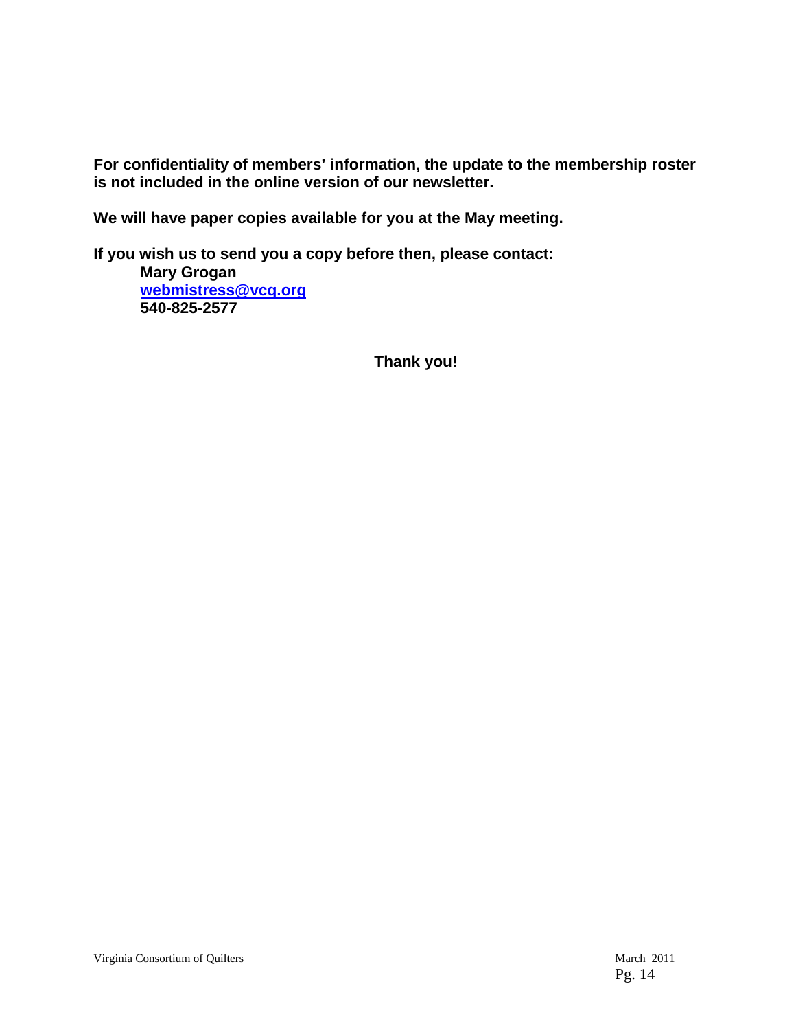**For confidentiality of members' information, the update to the membership roster is not included in the online version of our newsletter.**

**We will have paper copies available for you at the May meeting.**

**If you wish us to send you a copy before then, please contact:**

**Mary Grogan**
**webmistress@vcq.org**
**540-825-2577**

**Thank you!**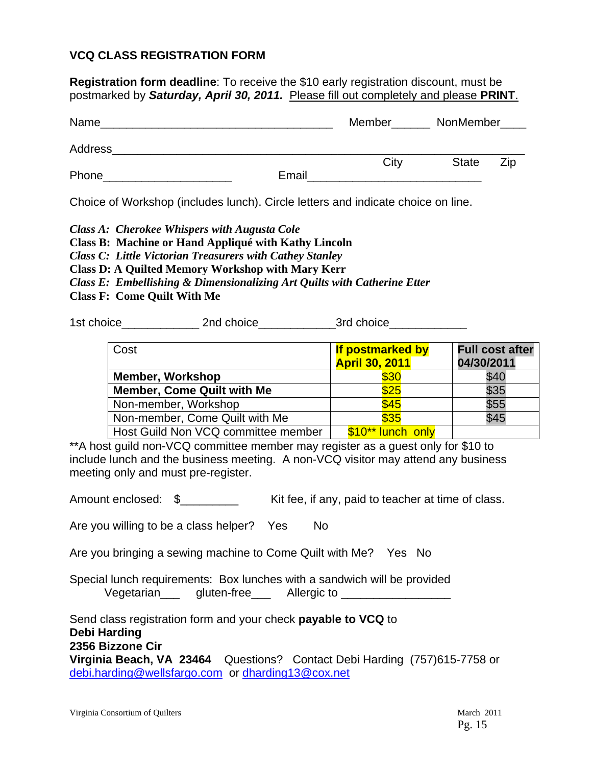## VCQ CLASS REGISTRATION FORM

**Registration form deadline**: To receive the $10 early registration discount, must be postmarked by ***Saturday, April 30, 2011.*** Please fill out completely and please **PRINT**.

Name____________________________________ Member______ NonMember____

Address_______________________________________________________________
City State Zip

Phone___________________ Email__________________________

Choice of Workshop (includes lunch). Circle letters and indicate choice on line.

***Class A: Cherokee Whispers with Augusta Cole***
**Class B: Machine or Hand Appliqué with Kathy Lincoln**
***Class C: Little Victorian Treasurers with Cathey Stanley***
**Class D: A Quilted Memory Workshop with Mary Kerr**
***Class E: Embellishing & Dimensionalizing Art Quilts with Catherine Etter***
**Class F: Come Quilt With Me**

1st choice____________ 2nd choice____________ 3rd choice____________

| Cost | **If postmarked by April 30, 2011** | **Full cost after 04/30/2011** |
|---|---|---|
| **Member, Workshop** | $30 | $40 |
| **Member, Come Quilt with Me** | $25 | $35 |
| Non-member, Workshop | $45 | $55 |
| Non-member, Come Quilt with Me | $35 | $45 |
| Host Guild Non VCQ committee member | $10** lunch only | |

**A host guild non-VCQ committee member may register as a guest only for $10 to include lunch and the business meeting. A non-VCQ visitor may attend any business meeting only and must pre-register.

Amount enclosed: $_________ Kit fee, if any, paid to teacher at time of class.

Are you willing to be a class helper? Yes No

Are you bringing a sewing machine to Come Quilt with Me? Yes No

Special lunch requirements: Box lunches with a sandwich will be provided
Vegetarian___ gluten-free___ Allergic to _________________

Send class registration form and your check **payable to VCQ** to
**Debi Harding**
**2356 Bizzone Cir**
**Virginia Beach, VA 23464** Questions? Contact Debi Harding (757)615-7758 or debi.harding@wellsfargo.com or dharding13@cox.net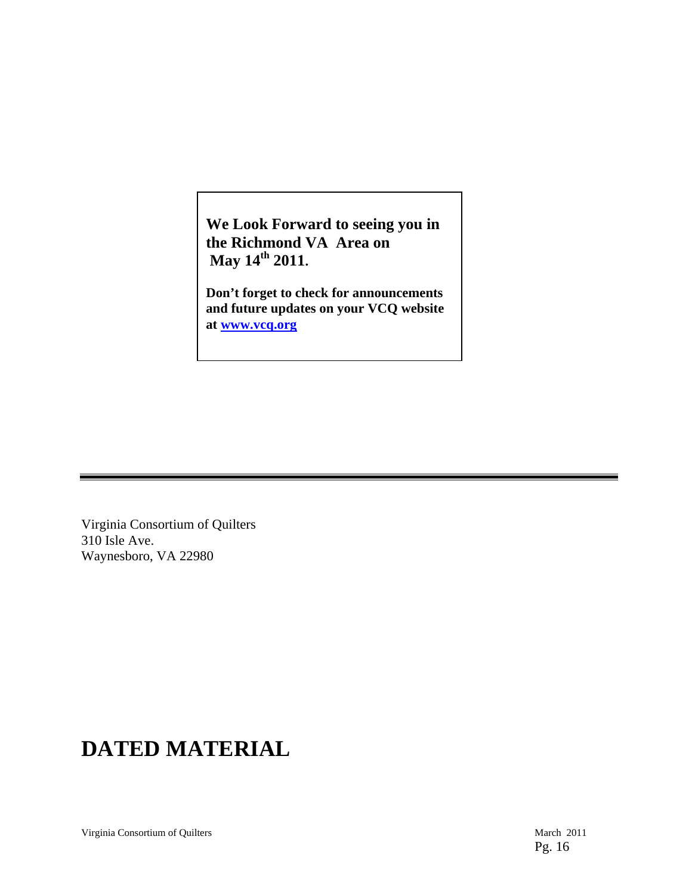**We Look Forward to seeing you in the Richmond VA Area on May 14th 2011.**

**Don't forget to check for announcements and future updates on your VCQ website at [www.vcq.org](http://www.vcq.org)**

---

Virginia Consortium of Quilters
310 Isle Ave.
Waynesboro, VA 22980

# DATED MATERIAL